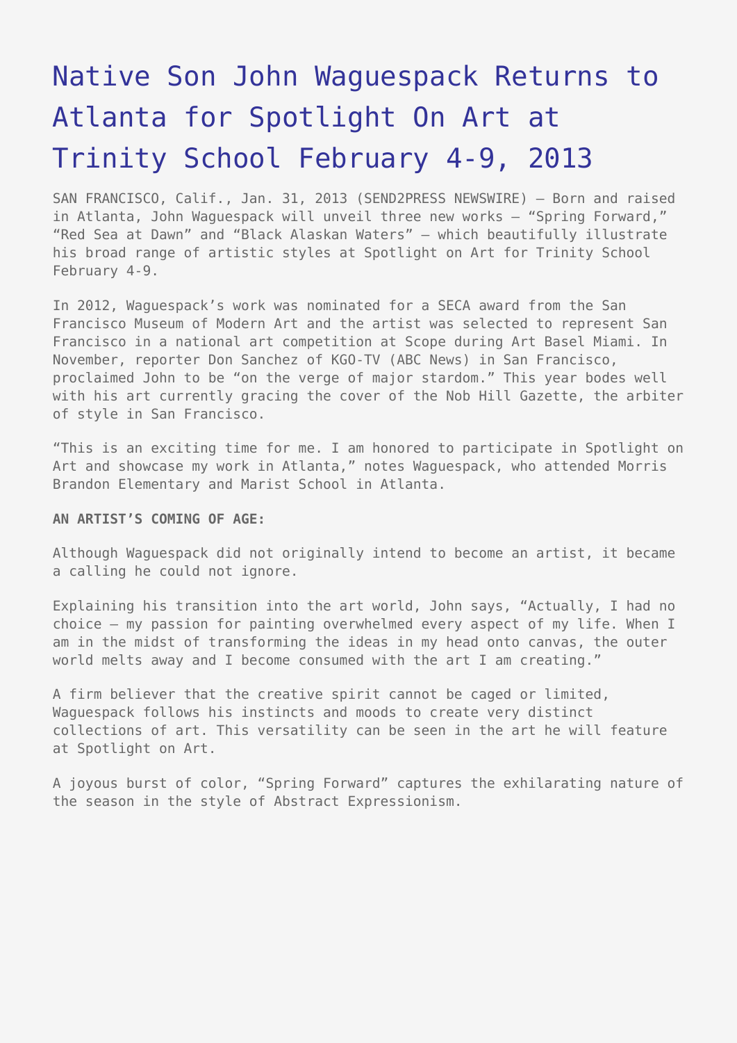# Native Son John Waguespack Returns to Atlanta for Spotlight On Art at Trinity School February 4-9, 2013

SAN FRANCISCO, Calif., Jan. 31, 2013 (SEND2PRESS NEWSWIRE) — Born and raised in Atlanta, John Waguespack will unveil three new works – "Spring Forward," "Red Sea at Dawn" and "Black Alaskan Waters" – which beautifully illustrate his broad range of artistic styles at Spotlight on Art for Trinity School February 4-9.

In 2012, Waguespack's work was nominated for a SECA award from the San Francisco Museum of Modern Art and the artist was selected to represent San Francisco in a national art competition at Scope during Art Basel Miami. In November, reporter Don Sanchez of KGO-TV (ABC News) in San Francisco, proclaimed John to be "on the verge of major stardom." This year bodes well with his art currently gracing the cover of the Nob Hill Gazette, the arbiter of style in San Francisco.

"This is an exciting time for me. I am honored to participate in Spotlight on Art and showcase my work in Atlanta," notes Waguespack, who attended Morris Brandon Elementary and Marist School in Atlanta.

**AN ARTIST'S COMING OF AGE:**

Although Waguespack did not originally intend to become an artist, it became a calling he could not ignore.

Explaining his transition into the art world, John says, "Actually, I had no choice – my passion for painting overwhelmed every aspect of my life. When I am in the midst of transforming the ideas in my head onto canvas, the outer world melts away and I become consumed with the art I am creating."

A firm believer that the creative spirit cannot be caged or limited, Waguespack follows his instincts and moods to create very distinct collections of art. This versatility can be seen in the art he will feature at Spotlight on Art.

A joyous burst of color, "Spring Forward" captures the exhilarating nature of the season in the style of Abstract Expressionism.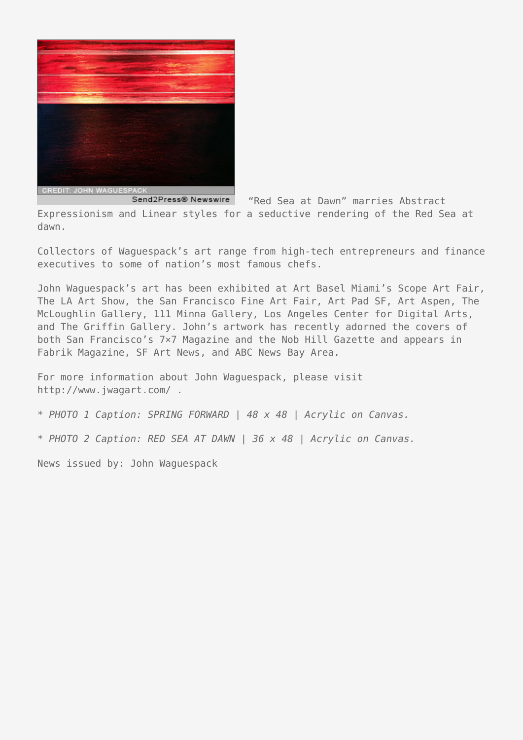"Red Sea at Dawn" marries Abstract Expressionism and Linear styles for a seductive rendering of the Red Sea at dawn.

Collectors of Waguespack's art range from high-tech entrepreneurs and finance executives to some of nation's most famous chefs.

John Waguespack's art has been exhibited at Art Basel Miami's Scope Art Fair, The LA Art Show, the San Francisco Fine Art Fair, Art Pad SF, Art Aspen, The McLoughlin Gallery, 111 Minna Gallery, Los Angeles Center for Digital Arts, and The Griffin Gallery. John's artwork has recently adorned the covers of both San Francisco's 7×7 Magazine and the Nob Hill Gazette and appears in Fabrik Magazine, SF Art News, and ABC News Bay Area.

For more information about John Waguespack, please visit http://www.jwagart.com/ .

* *PHOTO 1 Caption: SPRING FORWARD | 48 x 48 | Acrylic on Canvas.*

* *PHOTO 2 Caption: RED SEA AT DAWN | 36 x 48 | Acrylic on Canvas.*

News issued by: John Waguespack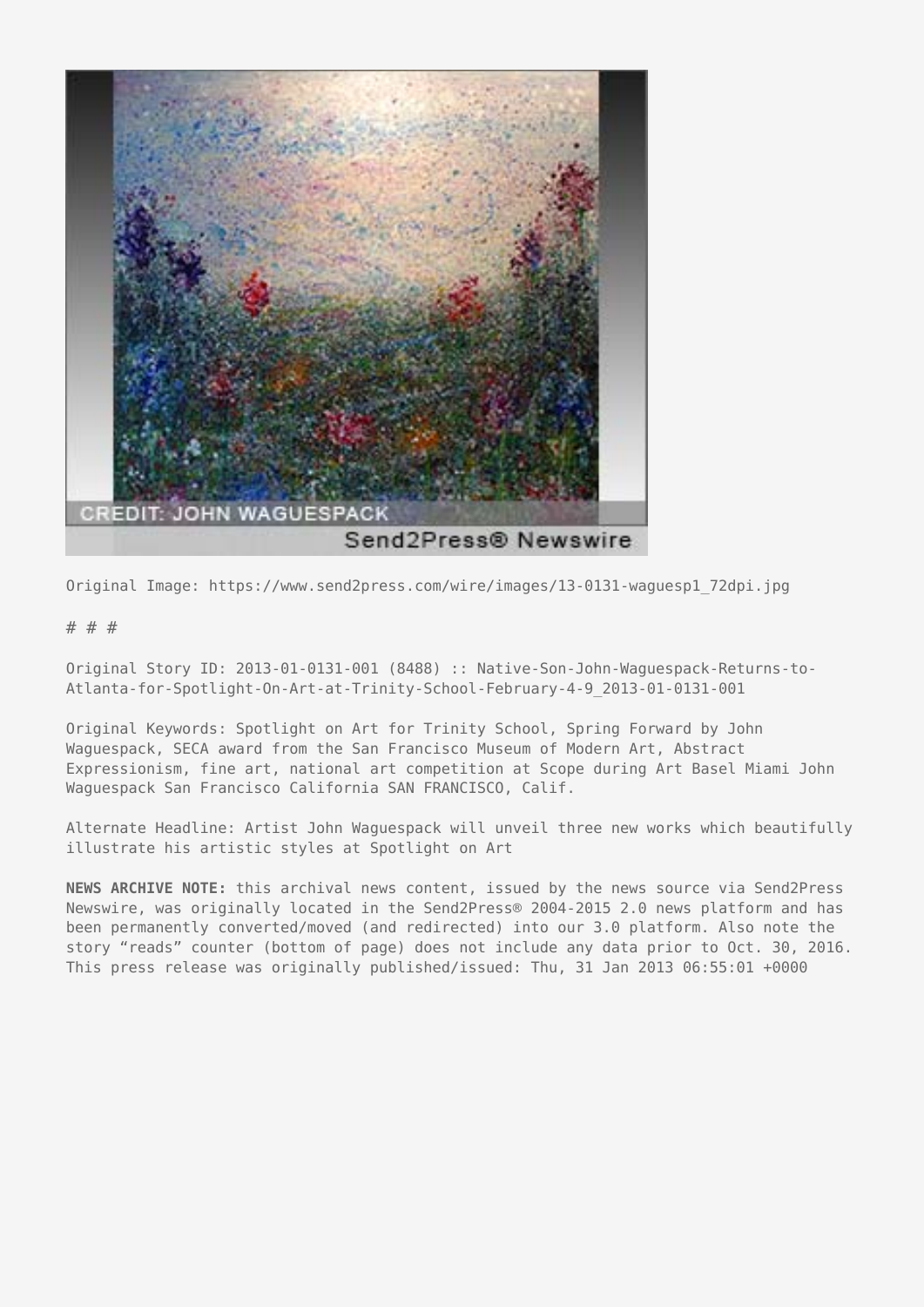CREDIT: JOHN WAGUESPACK

Send2Press® Newswire

Original Image: https://www.send2press.com/wire/images/13-0131-waguesp1_72dpi.jpg

# # #

Original Story ID: 2013-01-0131-001 (8488) :: Native-Son-John-Waguespack-Returns-to-Atlanta-for-Spotlight-On-Art-at-Trinity-School-February-4-9_2013-01-0131-001

Original Keywords: Spotlight on Art for Trinity School, Spring Forward by John Waguespack, SECA award from the San Francisco Museum of Modern Art, Abstract Expressionism, fine art, national art competition at Scope during Art Basel Miami John Waguespack San Francisco California SAN FRANCISCO, Calif.

Alternate Headline: Artist John Waguespack will unveil three new works which beautifully illustrate his artistic styles at Spotlight on Art

**NEWS ARCHIVE NOTE:** this archival news content, issued by the news source via Send2Press Newswire, was originally located in the Send2Press® 2004-2015 2.0 news platform and has been permanently converted/moved (and redirected) into our 3.0 platform. Also note the story "reads" counter (bottom of page) does not include any data prior to Oct. 30, 2016. This press release was originally published/issued: Thu, 31 Jan 2013 06:55:01 +0000